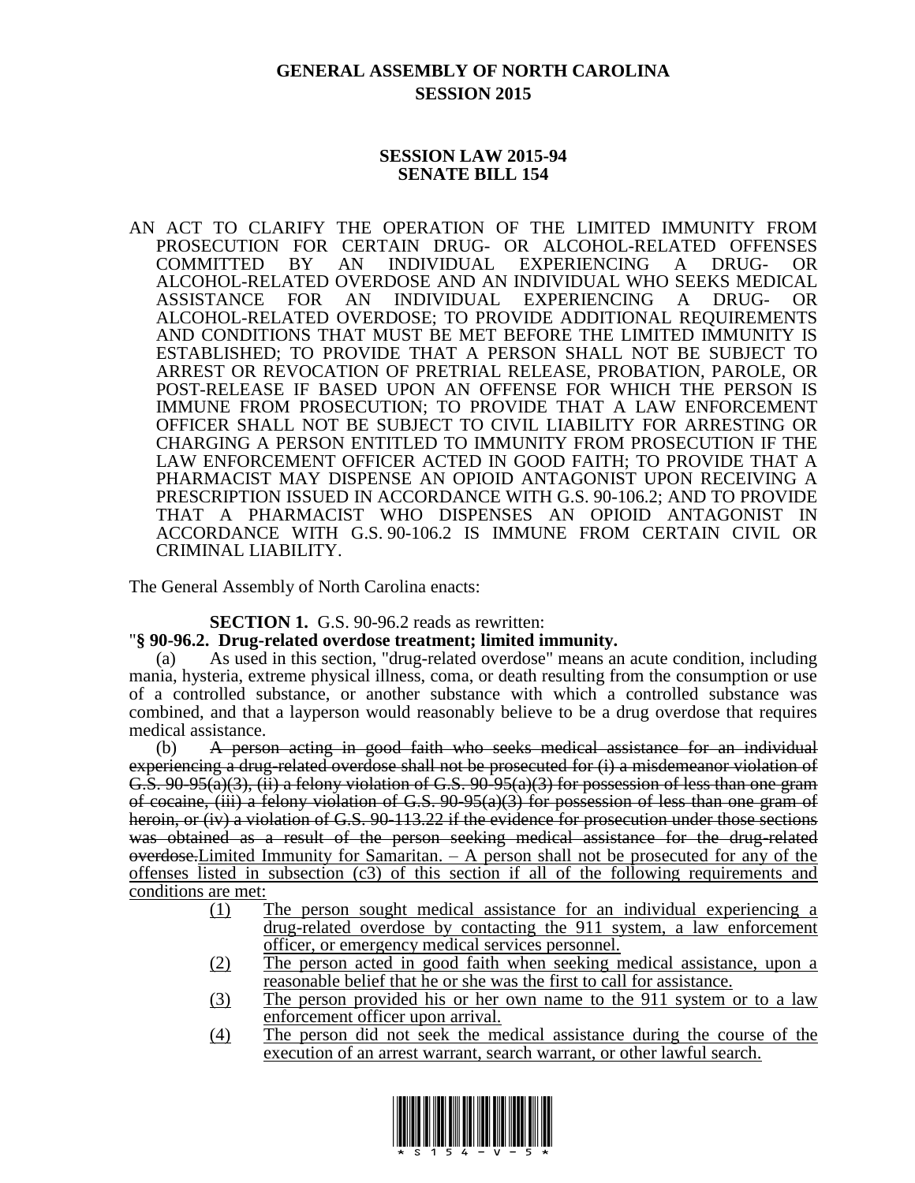# GENERAL ASSEMBLY OF NORTH CAROLINA
## SESSION 2015

### SESSION LAW 2015-94
### SENATE BILL 154

AN ACT TO CLARIFY THE OPERATION OF THE LIMITED IMMUNITY FROM PROSECUTION FOR CERTAIN DRUG- OR ALCOHOL-RELATED OFFENSES COMMITTED BY AN INDIVIDUAL EXPERIENCING A DRUG- OR ALCOHOL-RELATED OVERDOSE AND AN INDIVIDUAL WHO SEEKS MEDICAL ASSISTANCE FOR AN INDIVIDUAL EXPERIENCING A DRUG- OR ALCOHOL-RELATED OVERDOSE; TO PROVIDE ADDITIONAL REQUIREMENTS AND CONDITIONS THAT MUST BE MET BEFORE THE LIMITED IMMUNITY IS ESTABLISHED; TO PROVIDE THAT A PERSON SHALL NOT BE SUBJECT TO ARREST OR REVOCATION OF PRETRIAL RELEASE, PROBATION, PAROLE, OR POST-RELEASE IF BASED UPON AN OFFENSE FOR WHICH THE PERSON IS IMMUNE FROM PROSECUTION; TO PROVIDE THAT A LAW ENFORCEMENT OFFICER SHALL NOT BE SUBJECT TO CIVIL LIABILITY FOR ARRESTING OR CHARGING A PERSON ENTITLED TO IMMUNITY FROM PROSECUTION IF THE LAW ENFORCEMENT OFFICER ACTED IN GOOD FAITH; TO PROVIDE THAT A PHARMACIST MAY DISPENSE AN OPIOID ANTAGONIST UPON RECEIVING A PRESCRIPTION ISSUED IN ACCORDANCE WITH G.S. 90-106.2; AND TO PROVIDE THAT A PHARMACIST WHO DISPENSES AN OPIOID ANTAGONIST IN ACCORDANCE WITH G.S. 90-106.2 IS IMMUNE FROM CERTAIN CIVIL OR CRIMINAL LIABILITY.

The General Assembly of North Carolina enacts:

**SECTION 1.** G.S. 90-96.2 reads as rewritten:

"**§ 90-96.2. Drug-related overdose treatment; limited immunity.**

(a) As used in this section, "drug-related overdose" means an acute condition, including mania, hysteria, extreme physical illness, coma, or death resulting from the consumption or use of a controlled substance, or another substance with which a controlled substance was combined, and that a layperson would reasonably believe to be a drug overdose that requires medical assistance.

(b) ~~A person acting in good faith who seeks medical assistance for an individual experiencing a drug-related overdose shall not be prosecuted for (i) a misdemeanor violation of G.S. 90-95(a)(3), (ii) a felony violation of G.S. 90-95(a)(3) for possession of less than one gram of cocaine, (iii) a felony violation of G.S. 90-95(a)(3) for possession of less than one gram of heroin, or (iv) a violation of G.S. 90-113.22 if the evidence for prosecution under those sections was obtained as a result of the person seeking medical assistance for the drug-related overdose.~~<u>Limited Immunity for Samaritan. – A person shall not be prosecuted for any of the offenses listed in subsection (c3) of this section if all of the following requirements and conditions are met:</u>

<u>(1) The person sought medical assistance for an individual experiencing a drug-related overdose by contacting the 911 system, a law enforcement officer, or emergency medical services personnel.</u>

<u>(2) The person acted in good faith when seeking medical assistance, upon a reasonable belief that he or she was the first to call for assistance.</u>

<u>(3) The person provided his or her own name to the 911 system or to a law enforcement officer upon arrival.</u>

<u>(4) The person did not seek the medical assistance during the course of the execution of an arrest warrant, search warrant, or other lawful search.</u>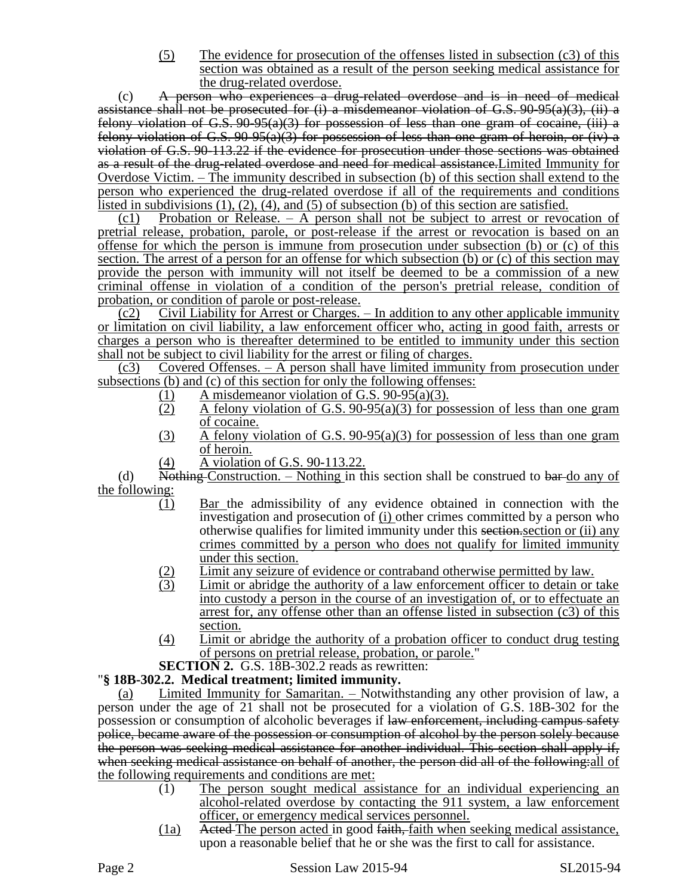(5) The evidence for prosecution of the offenses listed in subsection (c3) of this section was obtained as a result of the person seeking medical assistance for the drug-related overdose.

(c) ~~A person who experiences a drug-related overdose and is in need of medical assistance shall not be prosecuted for (i) a misdemeanor violation of G.S. 90-95(a)(3), (ii) a felony violation of G.S. 90-95(a)(3) for possession of less than one gram of cocaine, (iii) a felony violation of G.S. 90-95(a)(3) for possession of less than one gram of heroin, or (iv) a violation of G.S. 90-113.22 if the evidence for prosecution under those sections was obtained as a result of the drug-related overdose and need for medical assistance.~~Limited Immunity for Overdose Victim. – The immunity described in subsection (b) of this section shall extend to the person who experienced the drug-related overdose if all of the requirements and conditions listed in subdivisions (1), (2), (4), and (5) of subsection (b) of this section are satisfied.

(c1) Probation or Release. – A person shall not be subject to arrest or revocation of pretrial release, probation, parole, or post-release if the arrest or revocation is based on an offense for which the person is immune from prosecution under subsection (b) or (c) of this section. The arrest of a person for an offense for which subsection (b) or (c) of this section may provide the person with immunity will not itself be deemed to be a commission of a new criminal offense in violation of a condition of the person's pretrial release, condition of probation, or condition of parole or post-release.

(c2) Civil Liability for Arrest or Charges. – In addition to any other applicable immunity or limitation on civil liability, a law enforcement officer who, acting in good faith, arrests or charges a person who is thereafter determined to be entitled to immunity under this section shall not be subject to civil liability for the arrest or filing of charges.

(c3) Covered Offenses. – A person shall have limited immunity from prosecution under subsections (b) and (c) of this section for only the following offenses:

(1) A misdemeanor violation of G.S. 90-95(a)(3).

(2) A felony violation of G.S. 90-95(a)(3) for possession of less than one gram of cocaine.

(3) A felony violation of G.S. 90-95(a)(3) for possession of less than one gram of heroin.

(4) A violation of G.S. 90-113.22.

(d) ~~Nothing~~ Construction. – Nothing in this section shall be construed to ~~bar~~ do any of the following:

(1) Bar the admissibility of any evidence obtained in connection with the investigation and prosecution of (i) other crimes committed by a person who otherwise qualifies for limited immunity under this ~~section.~~section or (ii) any crimes committed by a person who does not qualify for limited immunity under this section.

(2) Limit any seizure of evidence or contraband otherwise permitted by law.

(3) Limit or abridge the authority of a law enforcement officer to detain or take into custody a person in the course of an investigation of, or to effectuate an arrest for, any offense other than an offense listed in subsection (c3) of this section.

(4) Limit or abridge the authority of a probation officer to conduct drug testing of persons on pretrial release, probation, or parole."

**SECTION 2.** G.S. 18B-302.2 reads as rewritten:

"**§ 18B-302.2. Medical treatment; limited immunity.**

(a) Limited Immunity for Samaritan. – Notwithstanding any other provision of law, a person under the age of 21 shall not be prosecuted for a violation of G.S. 18B-302 for the possession or consumption of alcoholic beverages if ~~law enforcement, including campus safety police, became aware of the possession or consumption of alcohol by the person solely because the person was seeking medical assistance for another individual. This section shall apply if, when seeking medical assistance on behalf of another, the person did all of the following:~~all of the following requirements and conditions are met:

(1) The person sought medical assistance for an individual experiencing an alcohol-related overdose by contacting the 911 system, a law enforcement officer, or emergency medical services personnel.

(1a) ~~Acted~~ The person acted in good ~~faith,~~ faith when seeking medical assistance, upon a reasonable belief that he or she was the first to call for assistance.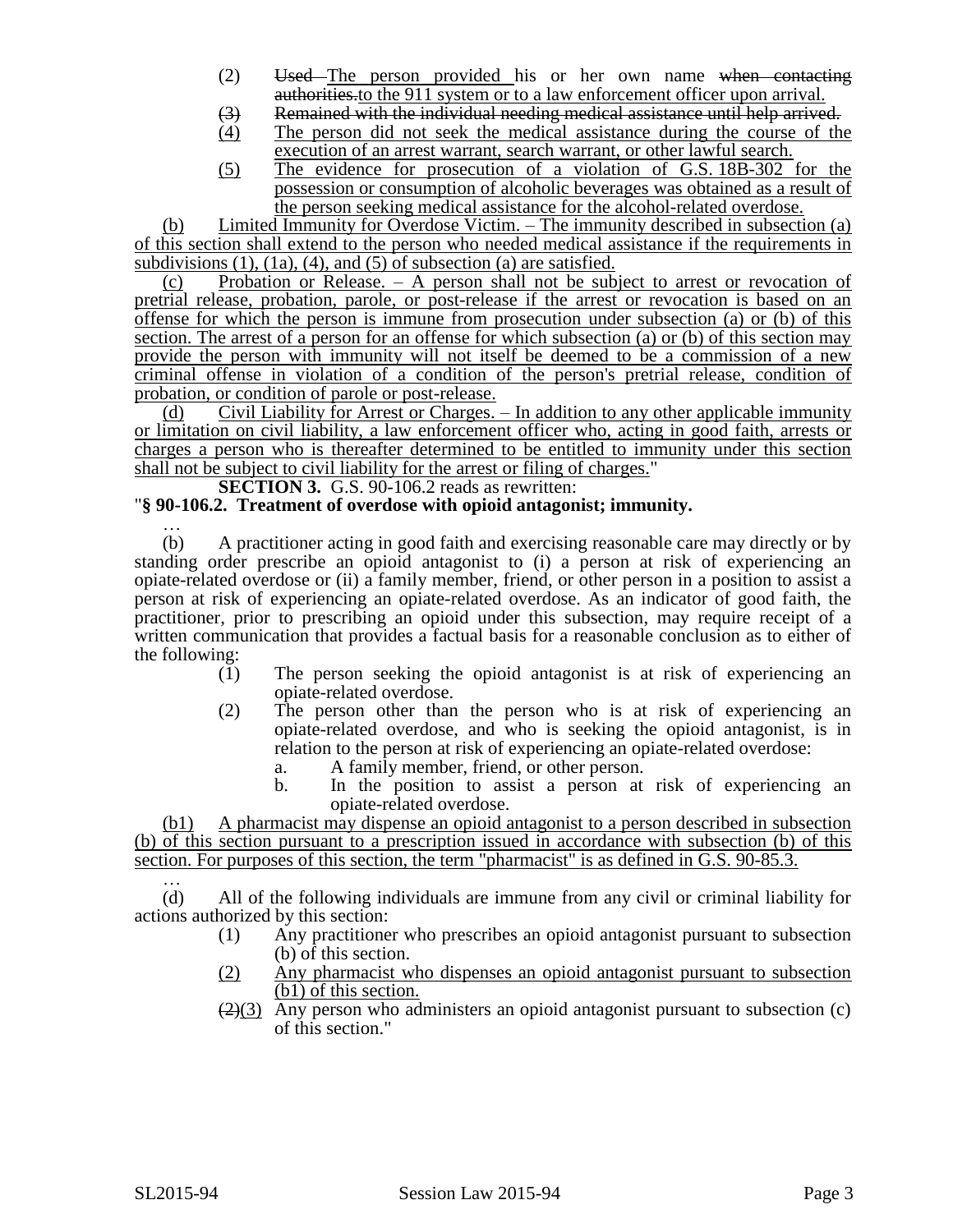(2) ~~Used~~ The person provided his or her own name ~~when contacting authorities.~~ to the 911 system or to a law enforcement officer upon arrival.

~~(3) Remained with the individual needing medical assistance until help arrived.~~

(4) The person did not seek the medical assistance during the course of the execution of an arrest warrant, search warrant, or other lawful search.

(5) The evidence for prosecution of a violation of G.S. 18B-302 for the possession or consumption of alcoholic beverages was obtained as a result of the person seeking medical assistance for the alcohol-related overdose.

(b) Limited Immunity for Overdose Victim. – The immunity described in subsection (a) of this section shall extend to the person who needed medical assistance if the requirements in subdivisions (1), (1a), (4), and (5) of subsection (a) are satisfied.

(c) Probation or Release. – A person shall not be subject to arrest or revocation of pretrial release, probation, parole, or post-release if the arrest or revocation is based on an offense for which the person is immune from prosecution under subsection (a) or (b) of this section. The arrest of a person for an offense for which subsection (a) or (b) of this section may provide the person with immunity will not itself be deemed to be a commission of a new criminal offense in violation of a condition of the person's pretrial release, condition of probation, or condition of parole or post-release.

(d) Civil Liability for Arrest or Charges. – In addition to any other applicable immunity or limitation on civil liability, a law enforcement officer who, acting in good faith, arrests or charges a person who is thereafter determined to be entitled to immunity under this section shall not be subject to civil liability for the arrest or filing of charges."

**SECTION 3.** G.S. 90-106.2 reads as rewritten:

"**§ 90-106.2. Treatment of overdose with opioid antagonist; immunity.**

…

(b) A practitioner acting in good faith and exercising reasonable care may directly or by standing order prescribe an opioid antagonist to (i) a person at risk of experiencing an opiate-related overdose or (ii) a family member, friend, or other person in a position to assist a person at risk of experiencing an opiate-related overdose. As an indicator of good faith, the practitioner, prior to prescribing an opioid under this subsection, may require receipt of a written communication that provides a factual basis for a reasonable conclusion as to either of the following:

(1) The person seeking the opioid antagonist is at risk of experiencing an opiate-related overdose.

(2) The person other than the person who is at risk of experiencing an opiate-related overdose, and who is seeking the opioid antagonist, is in relation to the person at risk of experiencing an opiate-related overdose:

a. A family member, friend, or other person.

b. In the position to assist a person at risk of experiencing an opiate-related overdose.

(b1) A pharmacist may dispense an opioid antagonist to a person described in subsection (b) of this section pursuant to a prescription issued in accordance with subsection (b) of this section. For purposes of this section, the term "pharmacist" is as defined in G.S. 90-85.3.

…

(d) All of the following individuals are immune from any civil or criminal liability for actions authorized by this section:

(1) Any practitioner who prescribes an opioid antagonist pursuant to subsection (b) of this section.

(2) Any pharmacist who dispenses an opioid antagonist pursuant to subsection (b1) of this section.

~~(2)~~(3) Any person who administers an opioid antagonist pursuant to subsection (c) of this section."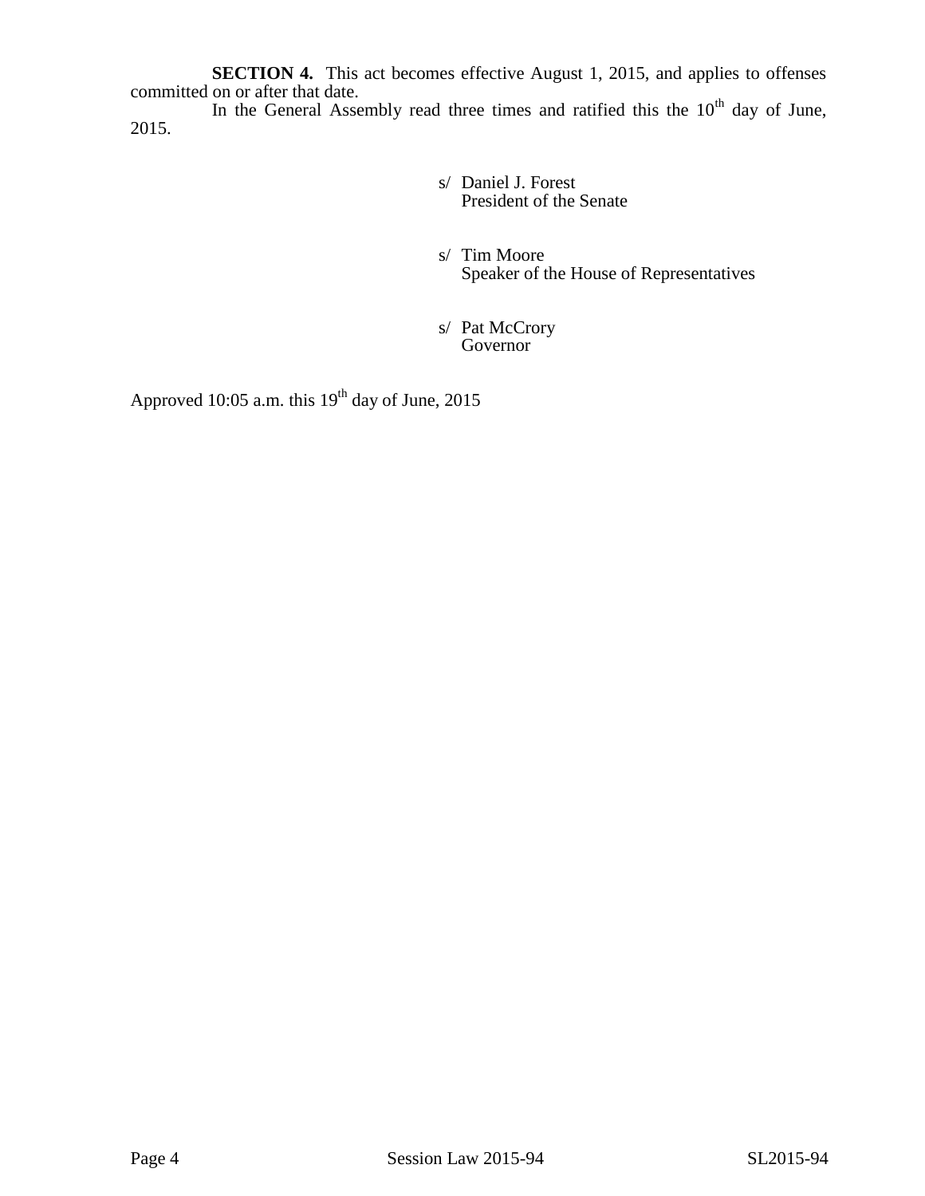**SECTION 4.** This act becomes effective August 1, 2015, and applies to offenses committed on or after that date.

In the General Assembly read three times and ratified this the 10th day of June, 2015.

s/ Daniel J. Forest
President of the Senate

s/ Tim Moore
Speaker of the House of Representatives

s/ Pat McCrory
Governor

Approved 10:05 a.m. this 19th day of June, 2015